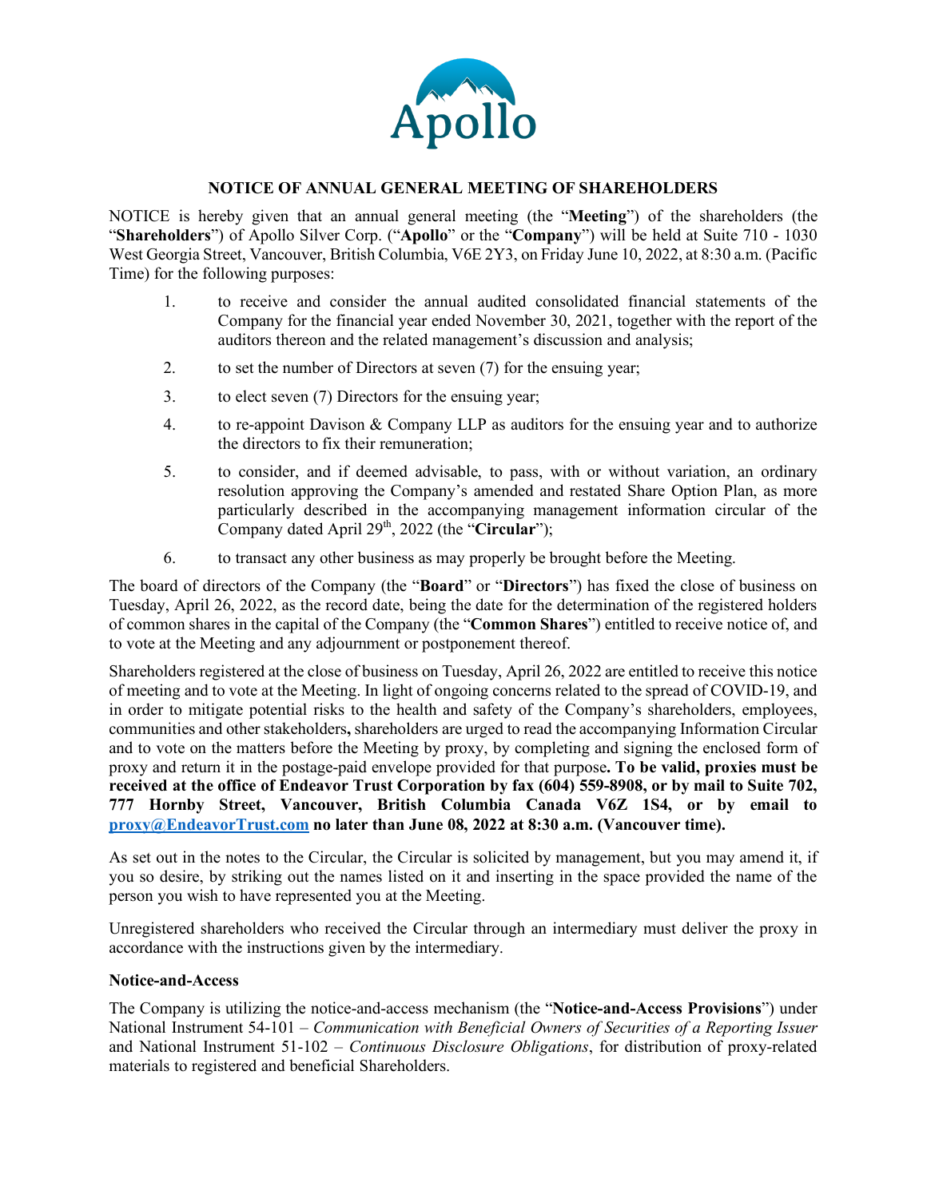Apollo

## NOTICE OF ANNUAL GENERAL MEETING OF SHAREHOLDERS

NOTICE is hereby given that an annual general meeting (the "**Meeting**") of the shareholders (the "**Shareholders**") of Apollo Silver Corp. ("**Apollo**" or the "**Company**") will be held at Suite 710 - 1030 West Georgia Street, Vancouver, British Columbia, V6E 2Y3, on Friday June 10, 2022, at 8:30 a.m. (Pacific Time) for the following purposes:

1. to receive and consider the annual audited consolidated financial statements of the Company for the financial year ended November 30, 2021, together with the report of the auditors thereon and the related management's discussion and analysis;
2. to set the number of Directors at seven (7) for the ensuing year;
3. to elect seven (7) Directors for the ensuing year;
4. to re-appoint Davison & Company LLP as auditors for the ensuing year and to authorize the directors to fix their remuneration;
5. to consider, and if deemed advisable, to pass, with or without variation, an ordinary resolution approving the Company's amended and restated Share Option Plan, as more particularly described in the accompanying management information circular of the Company dated April 29th, 2022 (the "**Circular**");
6. to transact any other business as may properly be brought before the Meeting.

The board of directors of the Company (the "**Board**" or "**Directors**") has fixed the close of business on Tuesday, April 26, 2022, as the record date, being the date for the determination of the registered holders of common shares in the capital of the Company (the "**Common Shares**") entitled to receive notice of, and to vote at the Meeting and any adjournment or postponement thereof.

Shareholders registered at the close of business on Tuesday, April 26, 2022 are entitled to receive this notice of meeting and to vote at the Meeting. In light of ongoing concerns related to the spread of COVID-19, and in order to mitigate potential risks to the health and safety of the Company's shareholders, employees, communities and other stakeholders**,** shareholders are urged to read the accompanying Information Circular and to vote on the matters before the Meeting by proxy, by completing and signing the enclosed form of proxy and return it in the postage-paid envelope provided for that purpose**. To be valid, proxies must be received at the office of Endeavor Trust Corporation by fax (604) 559-8908, or by mail to Suite 702, 777 Hornby Street, Vancouver, British Columbia Canada V6Z 1S4, or by email to proxy@EndeavorTrust.com no later than June 08, 2022 at 8:30 a.m. (Vancouver time).**

As set out in the notes to the Circular, the Circular is solicited by management, but you may amend it, if you so desire, by striking out the names listed on it and inserting in the space provided the name of the person you wish to have represented you at the Meeting.

Unregistered shareholders who received the Circular through an intermediary must deliver the proxy in accordance with the instructions given by the intermediary.

**Notice-and-Access**

The Company is utilizing the notice-and-access mechanism (the "**Notice-and-Access Provisions**") under National Instrument 54-101 – *Communication with Beneficial Owners of Securities of a Reporting Issuer* and National Instrument 51-102 – *Continuous Disclosure Obligations*, for distribution of proxy-related materials to registered and beneficial Shareholders.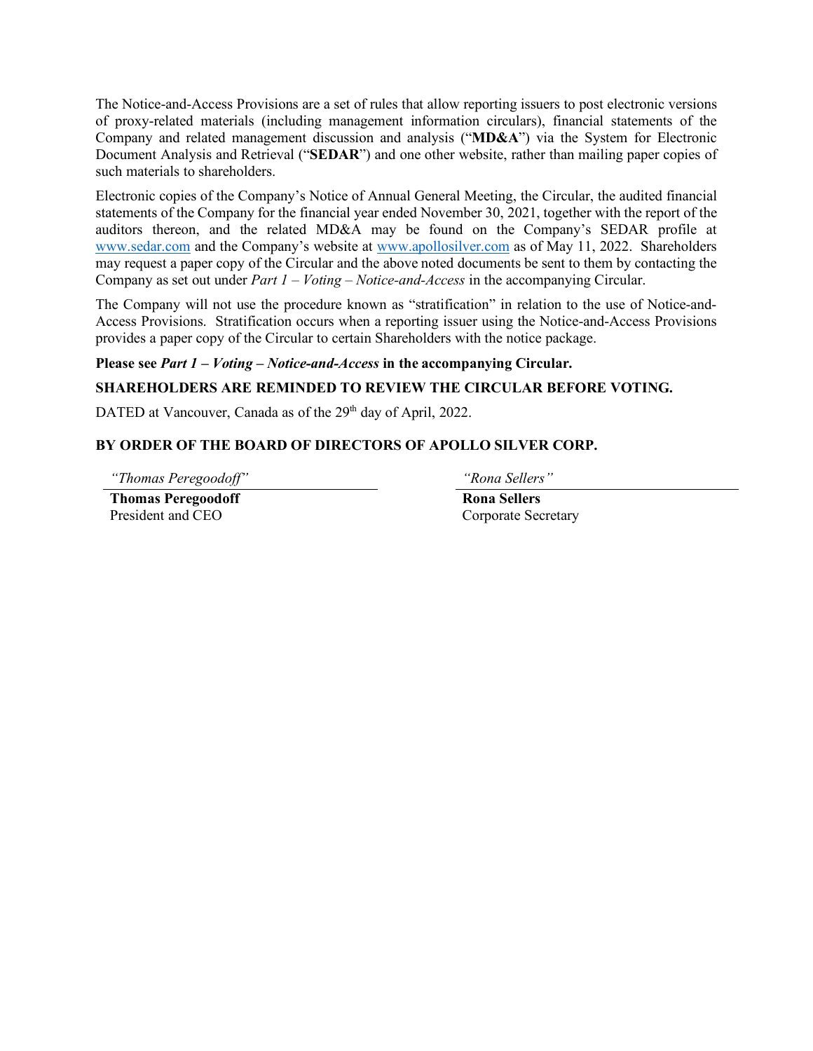The Notice-and-Access Provisions are a set of rules that allow reporting issuers to post electronic versions of proxy-related materials (including management information circulars), financial statements of the Company and related management discussion and analysis ("**MD&A**") via the System for Electronic Document Analysis and Retrieval ("**SEDAR**") and one other website, rather than mailing paper copies of such materials to shareholders.

Electronic copies of the Company's Notice of Annual General Meeting, the Circular, the audited financial statements of the Company for the financial year ended November 30, 2021, together with the report of the auditors thereon, and the related MD&A may be found on the Company's SEDAR profile at www.sedar.com and the Company's website at www.apollosilver.com as of May 11, 2022. Shareholders may request a paper copy of the Circular and the above noted documents be sent to them by contacting the Company as set out under *Part 1 – Voting – Notice-and-Access* in the accompanying Circular.

The Company will not use the procedure known as "stratification" in relation to the use of Notice-and-Access Provisions. Stratification occurs when a reporting issuer using the Notice-and-Access Provisions provides a paper copy of the Circular to certain Shareholders with the notice package.

**Please see *Part 1 – Voting – Notice-and-Access* in the accompanying Circular.**

**SHAREHOLDERS ARE REMINDED TO REVIEW THE CIRCULAR BEFORE VOTING.**

DATED at Vancouver, Canada as of the 29th day of April, 2022.

**BY ORDER OF THE BOARD OF DIRECTORS OF APOLLO SILVER CORP.**

| | |
|---|---|
| *"Thomas Peregoodoff"* | *"Rona Sellers"* |
| **Thomas Peregoodoff** | **Rona Sellers** |
| President and CEO | Corporate Secretary |